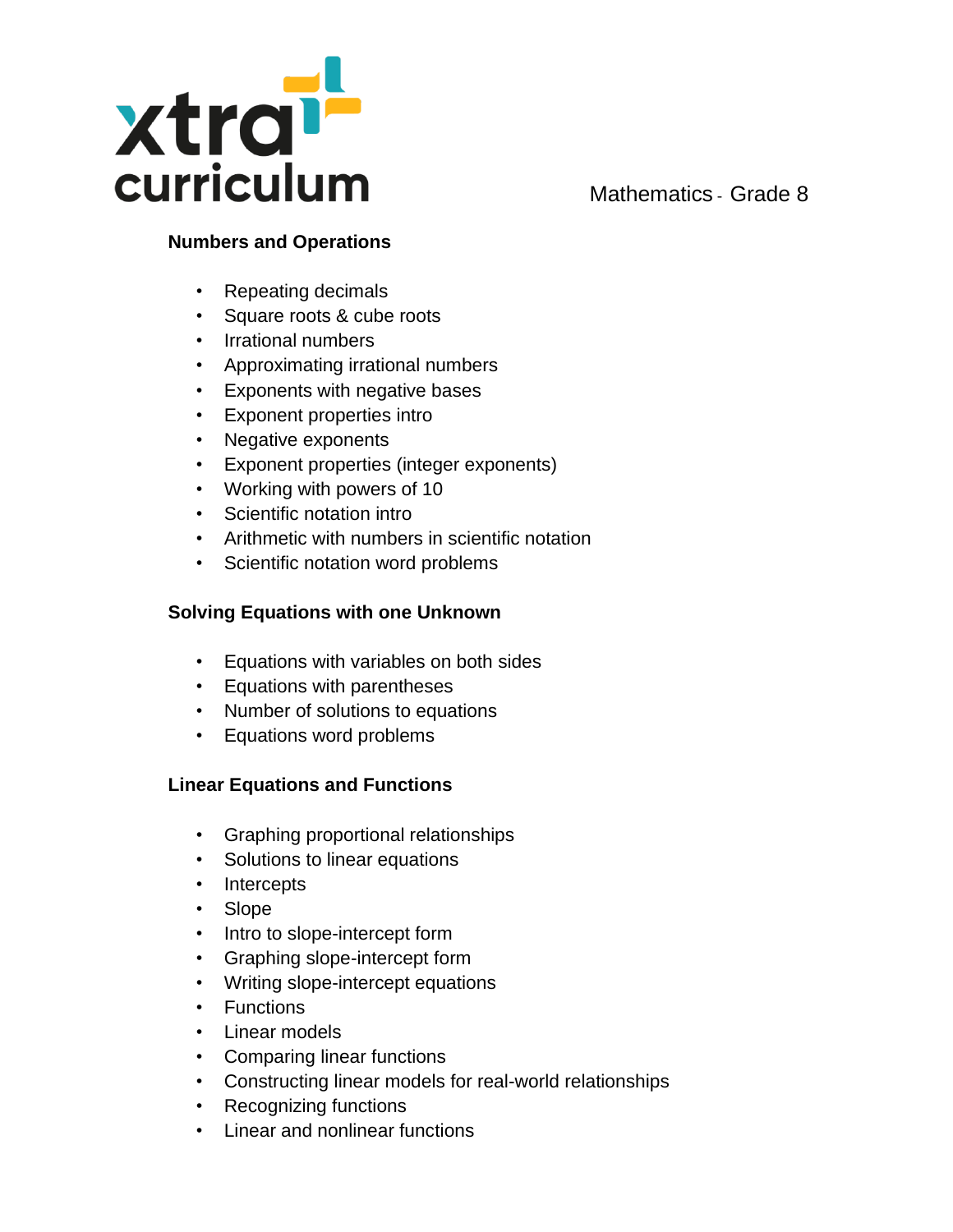xtra curriculum

Mathematics - Grade 8

## Numbers and Operations

- Repeating decimals
- Square roots & cube roots
- Irrational numbers
- Approximating irrational numbers
- Exponents with negative bases
- Exponent properties intro
- Negative exponents
- Exponent properties (integer exponents)
- Working with powers of 10
- Scientific notation intro
- Arithmetic with numbers in scientific notation
- Scientific notation word problems

## Solving Equations with one Unknown

- Equations with variables on both sides
- Equations with parentheses
- Number of solutions to equations
- Equations word problems

## Linear Equations and Functions

- Graphing proportional relationships
- Solutions to linear equations
- Intercepts
- Slope
- Intro to slope-intercept form
- Graphing slope-intercept form
- Writing slope-intercept equations
- Functions
- Linear models
- Comparing linear functions
- Constructing linear models for real-world relationships
- Recognizing functions
- Linear and nonlinear functions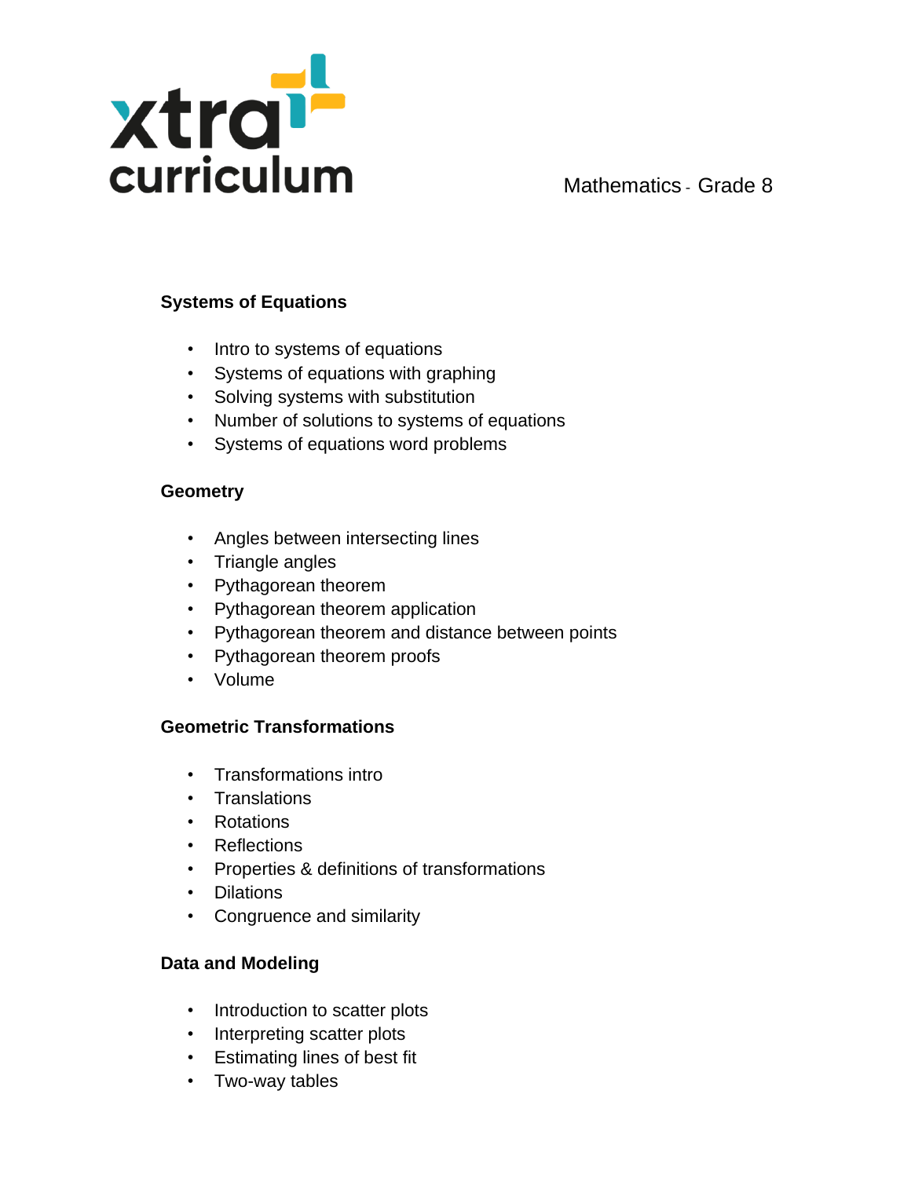xtra curriculum

Mathematics - Grade 8

**Systems of Equations**

- Intro to systems of equations
- Systems of equations with graphing
- Solving systems with substitution
- Number of solutions to systems of equations
- Systems of equations word problems

**Geometry**

- Angles between intersecting lines
- Triangle angles
- Pythagorean theorem
- Pythagorean theorem application
- Pythagorean theorem and distance between points
- Pythagorean theorem proofs
- Volume

**Geometric Transformations**

- Transformations intro
- Translations
- Rotations
- Reflections
- Properties & definitions of transformations
- Dilations
- Congruence and similarity

**Data and Modeling**

- Introduction to scatter plots
- Interpreting scatter plots
- Estimating lines of best fit
- Two-way tables